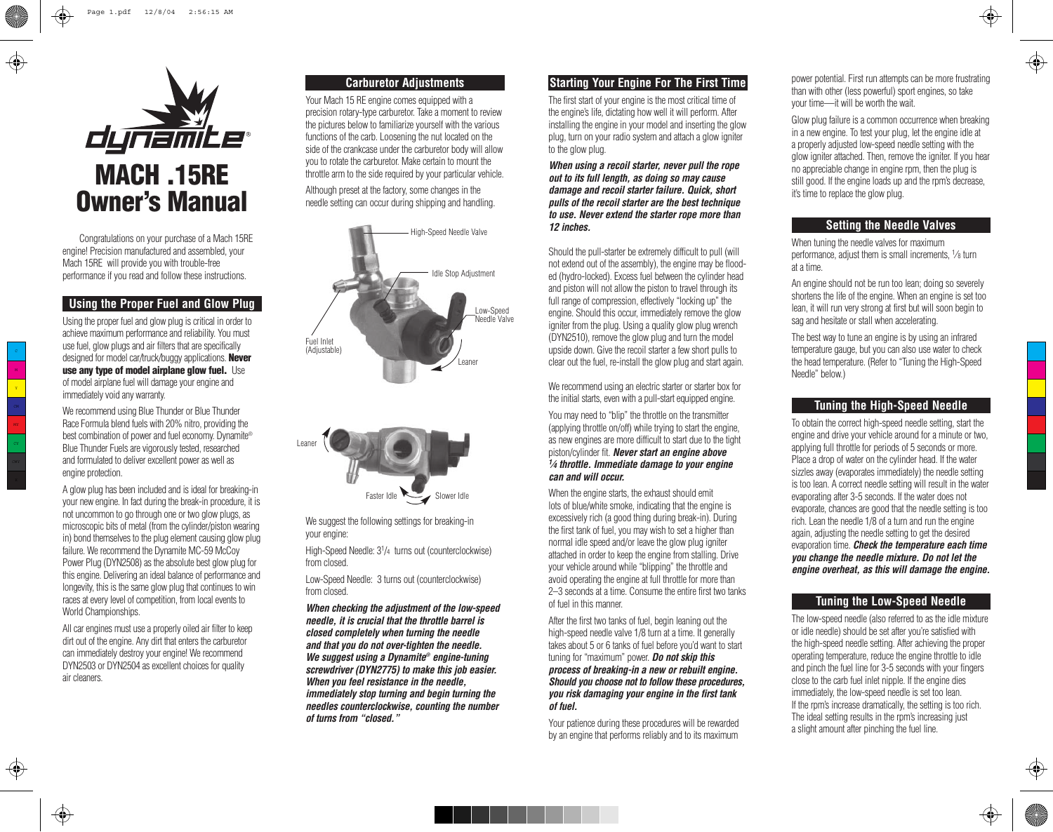# MACH .15RE Owner's Manual

Congratulations on your purchase of a Mach 15RE engine! Precision manufactured and assembled, your Mach 15RE will provide you with trouble-free performance if you read and follow these instructions.

## Using the Proper Fuel and Glow Plug

Using the proper fuel and glow plug is critical in order to achieve maximum performance and reliability. You must use fuel, glow plugs and air filters that are specifically designed for model car/truck/buggy applications. **Never use any type of model airplane glow fuel.** Use of model airplane fuel will damage your engine and immediately void any warranty.

We recommend using Blue Thunder or Blue Thunder Race Formula blend fuels with 20% nitro, providing the best combination of power and fuel economy. Dynamite® Blue Thunder Fuels are vigorously tested, researched and formulated to deliver excellent power as well as engine protection.

A glow plug has been included and is ideal for breaking-in your new engine. In fact during the break-in procedure, it is not uncommon to go through one or two glow plugs, as microscopic bits of metal (from the cylinder/piston wearing in) bond themselves to the plug element causing glow plug failure. We recommend the Dynamite MC-59 McCoy Power Plug (DYN2508) as the absolute best glow plug for this engine. Delivering an ideal balance of performance and longevity, this is the same glow plug that continues to win races at every level of competition, from local events to World Championships.

All car engines must use a properly oiled air filter to keep dirt out of the engine. Any dirt that enters the carburetor can immediately destroy your engine! We recommend DYN2503 or DYN2504 as excellent choices for quality air cleaners.

## Carburetor Adjustments

Your Mach 15 RE engine comes equipped with a precision rotary-type carburetor. Take a moment to review the pictures below to familiarize yourself with the various functions of the carb. Loosening the nut located on the side of the crankcase under the carburetor body will allow you to rotate the carburetor. Make certain to mount the throttle arm to the side required by your particular vehicle.

Although preset at the factory, some changes in the needle setting can occur during shipping and handling.

High-Speed Needle Valve
Idle Stop Adjustment
Low-Speed Needle Valve
Fuel Inlet (Adjustable)
Leaner

Leaner
Faster Idle
Slower Idle

We suggest the following settings for breaking-in your engine:

High-Speed Needle: 3 1/4 turns out (counterclockwise) from closed.

Low-Speed Needle: 3 turns out (counterclockwise) from closed.

***When checking the adjustment of the low-speed needle, it is crucial that the throttle barrel is closed completely when turning the needle and that you do not over-tighten the needle. We suggest using a Dynamite® engine-tuning screwdriver (DYN2775) to make this job easier. When you feel resistance in the needle, immediately stop turning and begin turning the needles counterclockwise, counting the number of turns from "closed."***

## Starting Your Engine For The First Time

The first start of your engine is the most critical time of the engine's life, dictating how well it will perform. After installing the engine in your model and inserting the glow plug, turn on your radio system and attach a glow igniter to the glow plug.

***When using a recoil starter, never pull the rope out to its full length, as doing so may cause damage and recoil starter failure. Quick, short pulls of the recoil starter are the best technique to use. Never extend the starter rope more than 12 inches.***

Should the pull-starter be extremely difficult to pull (will not extend out of the assembly), the engine may be flooded (hydro-locked). Excess fuel between the cylinder head and piston will not allow the piston to travel through its full range of compression, effectively "locking up" the engine. Should this occur, immediately remove the glow igniter from the plug. Using a quality glow plug wrench (DYN2510), remove the glow plug and turn the model upside down. Give the recoil starter a few short pulls to clear out the fuel, re-install the glow plug and start again.

We recommend using an electric starter or starter box for the initial starts, even with a pull-start equipped engine.

You may need to "blip" the throttle on the transmitter (applying throttle on/off) while trying to start the engine, as new engines are more difficult to start due to the tight piston/cylinder fit. ***Never start an engine above 1/4 throttle. Immediate damage to your engine can and will occur.***

When the engine starts, the exhaust should emit lots of blue/white smoke, indicating that the engine is excessively rich (a good thing during break-in). During the first tank of fuel, you may wish to set a higher than normal idle speed and/or leave the glow plug igniter attached in order to keep the engine from stalling. Drive your vehicle around while "blipping" the throttle and avoid operating the engine at full throttle for more than 2–3 seconds at a time. Consume the entire first two tanks of fuel in this manner.

After the first two tanks of fuel, begin leaning out the high-speed needle valve 1/8 turn at a time. It generally takes about 5 or 6 tanks of fuel before you'd want to start tuning for "maximum" power. ***Do not skip this process of breaking-in a new or rebuilt engine. Should you choose not to follow these procedures, you risk damaging your engine in the first tank of fuel.***

Your patience during these procedures will be rewarded by an engine that performs reliably and to its maximum power potential. First run attempts can be more frustrating than with other (less powerful) sport engines, so take your time—it will be worth the wait.

Glow plug failure is a common occurrence when breaking in a new engine. To test your plug, let the engine idle at a properly adjusted low-speed needle setting with the glow igniter attached. Then, remove the igniter. If you hear no appreciable change in engine rpm, then the plug is still good. If the engine loads up and the rpm's decrease, it's time to replace the glow plug.

## Setting the Needle Valves

When tuning the needle valves for maximum performance, adjust them is small increments, 1/8 turn at a time.

An engine should not be run too lean; doing so severely shortens the life of the engine. When an engine is set too lean, it will run very strong at first but will soon begin to sag and hesitate or stall when accelerating.

The best way to tune an engine is by using an infrared temperature gauge, but you can also use water to check the head temperature. (Refer to "Tuning the High-Speed Needle" below.)

## Tuning the High-Speed Needle

To obtain the correct high-speed needle setting, start the engine and drive your vehicle around for a minute or two, applying full throttle for periods of 5 seconds or more. Place a drop of water on the cylinder head. If the water sizzles away (evaporates immediately) the needle setting is too lean. A correct needle setting will result in the water evaporating after 3-5 seconds. If the water does not evaporate, chances are good that the needle setting is too rich. Lean the needle 1/8 of a turn and run the engine again, adjusting the needle setting to get the desired evaporation time. ***Check the temperature each time you change the needle mixture. Do not let the engine overheat, as this will damage the engine.***

## Tuning the Low-Speed Needle

The low-speed needle (also referred to as the idle mixture or idle needle) should be set after you're satisfied with the high-speed needle setting. After achieving the proper operating temperature, reduce the engine throttle to idle and pinch the fuel line for 3-5 seconds with your fingers close to the carb fuel inlet nipple. If the engine dies immediately, the low-speed needle is set too lean. If the rpm's increase dramatically, the setting is too rich. The ideal setting results in the rpm's increasing just a slight amount after pinching the fuel line.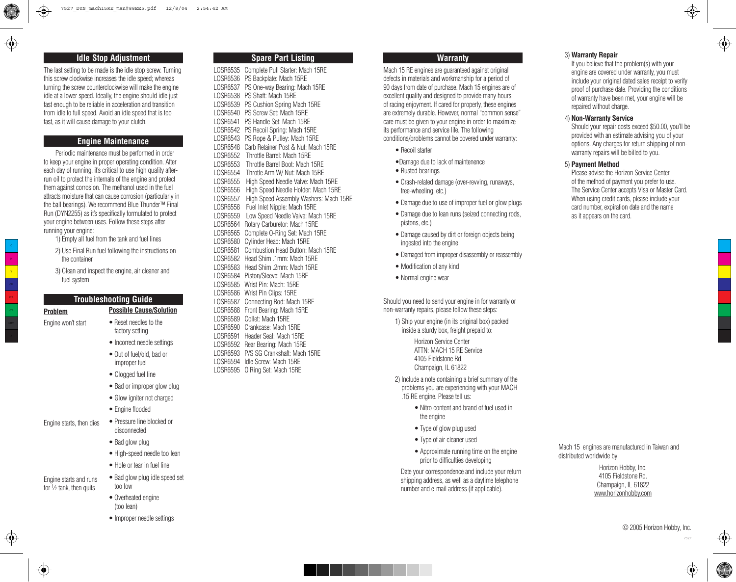## Idle Stop Adjustment

The last setting to be made is the idle stop screw. Turning this screw clockwise increases the idle speed; whereas turning the screw counterclockwise will make the engine idle at a lower speed. Ideally, the engine should idle just fast enough to be reliable in acceleration and transition from idle to full speed. Avoid an idle speed that is too fast, as it will cause damage to your clutch.

## Engine Maintenance

Periodic maintenance must be performed in order to keep your engine in proper operating condition. After each day of running, it's critical to use high quality after-run oil to protect the internals of the engine and protect them against corrosion. The methanol used in the fuel attracts moisture that can cause corrosion (particularly in the ball bearings). We recommend Blue Thunder™ Final Run (DYN2255) as it's specifically formulated to protect your engine between uses. Follow these steps after running your engine:

1) Empty all fuel from the tank and fuel lines
2) Use Final Run fuel following the instructions on the container
3) Clean and inspect the engine, air cleaner and fuel system

## Troubleshooting Guide

| Problem | Possible Cause/Solution |
|---|---|
| Engine won't start | • Reset needles to the factory setting<br>• Incorrect needle settings<br>• Out of fuel/old, bad or improper fuel<br>• Clogged fuel line<br>• Bad or improper glow plug<br>• Glow igniter not charged<br>• Engine flooded |
| Engine starts, then dies | • Pressure line blocked or disconnected<br>• Bad glow plug<br>• High-speed needle too lean<br>• Hole or tear in fuel line |
| Engine starts and runs for ½ tank, then quits | • Bad glow plug idle speed set too low<br>• Overheated engine (too lean)<br>• Improper needle settings |

## Spare Part Listing

| | |
|---|---|
| LOSR6535 | Complete Pull Starter: Mach 15RE |
| LOSR6536 | PS Backplate: Mach 15RE |
| LOSR6537 | PS One-way Bearing: Mach 15RE |
| LOSR6538 | PS Shaft: Mach 15RE |
| LOSR6539 | PS Cushion Spring Mach 15RE |
| LOSR6540 | PS Screw Set: Mach 15RE |
| LOSR6541 | PS Handle Set: Mach 15RE |
| LOSR6542 | PS Recoil Spring: Mach 15RE |
| LOSR6543 | PS Rope & Pulley: Mach 15RE |
| LOSR6548 | Carb Retainer Post & Nut: Mach 15RE |
| LOSR6552 | Throttle Barrel: Mach 15RE |
| LOSR6553 | Throttle Barrel Boot: Mach 15RE |
| LOSR6554 | Throtle Arm W/ Nut: Mach 15RE |
| LOSR6555 | High Speed Needle Valve: Mach 15RE |
| LOSR6556 | High Speed Needle Holder: Mach 15RE |
| LOSR6557 | High Speed Assembly Washers: Mach 15RE |
| LOSR6558 | Fuel Inlet Nipple: Mach 15RE |
| LOSR6559 | Low Speed Needle Valve: Mach 15RE |
| LOSR6564 | Rotary Carburetor: Mach 15RE |
| LOSR6565 | Complete O-Ring Set: Mach 15RE |
| LOSR6580 | Cylinder Head: Mach 15RE |
| LOSR6581 | Combustion Head Button: Mach 15RE |
| LOSR6582 | Head Shim .1mm: Mach 15RE |
| LOSR6583 | Head Shim .2mm: Mach 15RE |
| LOSR6584 | Piston/Sleeve: Mach 15RE |
| LOSR6585 | Wrist Pin: Mach: 15RE |
| LOSR6586 | Wrist Pin Clips: 15RE |
| LOSR6587 | Connecting Rod: Mach 15RE |
| LOSR6588 | Front Bearing: Mach 15RE |
| LOSR6589 | Collet: Mach 15RE |
| LOSR6590 | Crankcase: Mach 15RE |
| LOSR6591 | Header Seal: Mach 15RE |
| LOSR6592 | Rear Bearing: Mach 15RE |
| LOSR6593 | P/S SG Crankshaft: Mach 15RE |
| LOSR6594 | Idle Screw: Mach 15RE |
| LOSR6595 | O Ring Set: Mach 15RE |

## Warranty

Mach 15 RE engines are guaranteed against original defects in materials and workmanship for a period of 90 days from date of purchase. Mach 15 engines are of excellent quality and designed to provide many hours of racing enjoyment. If cared for properly, these engines are extremely durable. However, normal "common sense" care must be given to your engine in order to maximize its performance and service life. The following conditions/problems cannot be covered under warranty:

- Recoil starter
- Damage due to lack of maintenence
- Rusted bearings
- Crash-related damage (over-revving, runaways, free-wheeling, etc.)
- Damage due to use of improper fuel or glow plugs
- Damage due to lean runs (seized connecting rods, pistons, etc.)
- Damage caused by dirt or foreign objects being ingested into the engine
- Damaged from improper disassembly or reassembly
- Modification of any kind
- Normal engine wear

Should you need to send your engine in for warranty or non-warranty repairs, please follow these steps:

1) Ship your engine (in its original box) packed inside a sturdy box, freight prepaid to:

   Horizon Service Center
   ATTN: MACH 15 RE Service
   4105 Fieldstone Rd.
   Champaign, IL 61822

2) Include a note containing a brief summary of the problems you are experiencing with your MACH .15 RE engine. Please tell us:

   - Nitro content and brand of fuel used in the engine
   - Type of glow plug used
   - Type of air cleaner used
   - Approximate running time on the engine prior to difficulties developing

   Date your correspondence and include your return shipping address, as well as a daytime telephone number and e-mail address (if applicable).

3) **Warranty Repair**
   If you believe that the problem(s) with your engine are covered under warranty, you must include your original dated sales receipt to verify proof of purchase date. Providing the conditions of warranty have been met, your engine will be repaired without charge.

4) **Non-Warranty Service**
   Should your repair costs exceed $50.00, you'll be provided with an estimate advising you of your options. Any charges for return shipping of non-warranty repairs will be billed to you.

5) **Payment Method**
   Please advise the Horizon Service Center of the method of payment you prefer to use. The Service Center accepts Visa or Master Card. When using credit cards, please include your card number, expiration date and the name as it appears on the card.

Mach 15 engines are manufactured in Taiwan and distributed worldwide by

Horizon Hobby, Inc.
4105 Fieldstone Rd.
Champaign, IL 61822
www.horizonhobby.com

© 2005 Horizon Hobby, Inc.